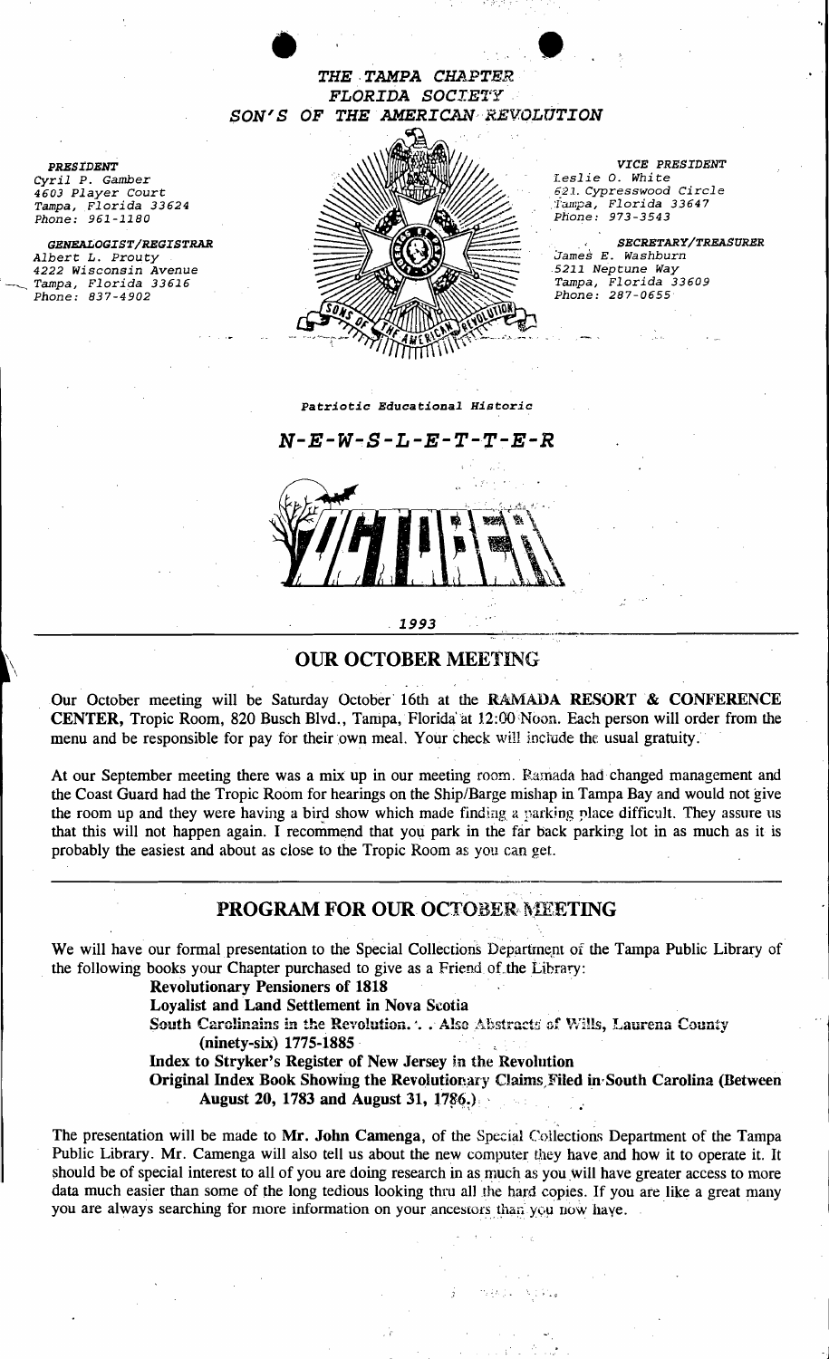*THE TAMPA CHAPTER*
*FLORIDA SOCIETY*
*SON'S OF THE AMERICAN REVOLUTION*

***PRESIDENT***
*Cyril P. Gamber*
*4603 Player Court*
*Tampa, Florida 33624*
*Phone: 961-1180*

***GENEALOGIST/REGISTRAR***
*Albert L. Prouty*
*4222 Wisconsin Avenue*
*Tampa, Florida 33616*
*Phone: 837-4902*

***VICE PRESIDENT***
*Leslie O. White*
*621 Cypresswood Circle*
*Tampa, Florida 33647*
*Phone: 973-3543*

***SECRETARY/TREASURER***
*James E. Washburn*
*5211 Neptune Way*
*Tampa, Florida 33609*
*Phone: 287-0655*

***Patriotic Educational Historic***

# *N-E-W-S-L-E-T-T-E-R*

OCTOBER

***1993***

## OUR OCTOBER MEETING

Our October meeting will be Saturday October 16th at the **RAMADA RESORT & CONFERENCE CENTER,** Tropic Room, 820 Busch Blvd., Tampa, Florida at 12:00 Noon. Each person will order from the menu and be responsible for pay for their own meal. Your check will include the usual gratuity.

At our September meeting there was a mix up in our meeting room. Ramada had changed management and the Coast Guard had the Tropic Room for hearings on the Ship/Barge mishap in Tampa Bay and would not give the room up and they were having a bird show which made finding a parking place difficult. They assure us that this will not happen again. I recommend that you park in the far back parking lot in as much as it is probably the easiest and about as close to the Tropic Room as you can get.

## PROGRAM FOR OUR OCTOBER MEETING

We will have our formal presentation to the Special Collections Department of the Tampa Public Library of the following books your Chapter purchased to give as a Friend of the Library:

**Revolutionary Pensioners of 1818**
**Loyalist and Land Settlement in Nova Scotia**
**South Carolinains in the Revolution. . . Also Abstracts of Wills, Laurena County (ninety-six) 1775-1885**
**Index to Stryker's Register of New Jersey in the Revolution**
**Original Index Book Showing the Revolutionary Claims Filed in South Carolina (Between August 20, 1783 and August 31, 1786.)**

The presentation will be made to **Mr. John Camenga**, of the Special Collections Department of the Tampa Public Library. Mr. Camenga will also tell us about the new computer they have and how it to operate it. It should be of special interest to all of you are doing research in as much as you will have greater access to more data much easier than some of the long tedious looking thru all the hard copies. If you are like a great many you are always searching for more information on your ancestors than you now have.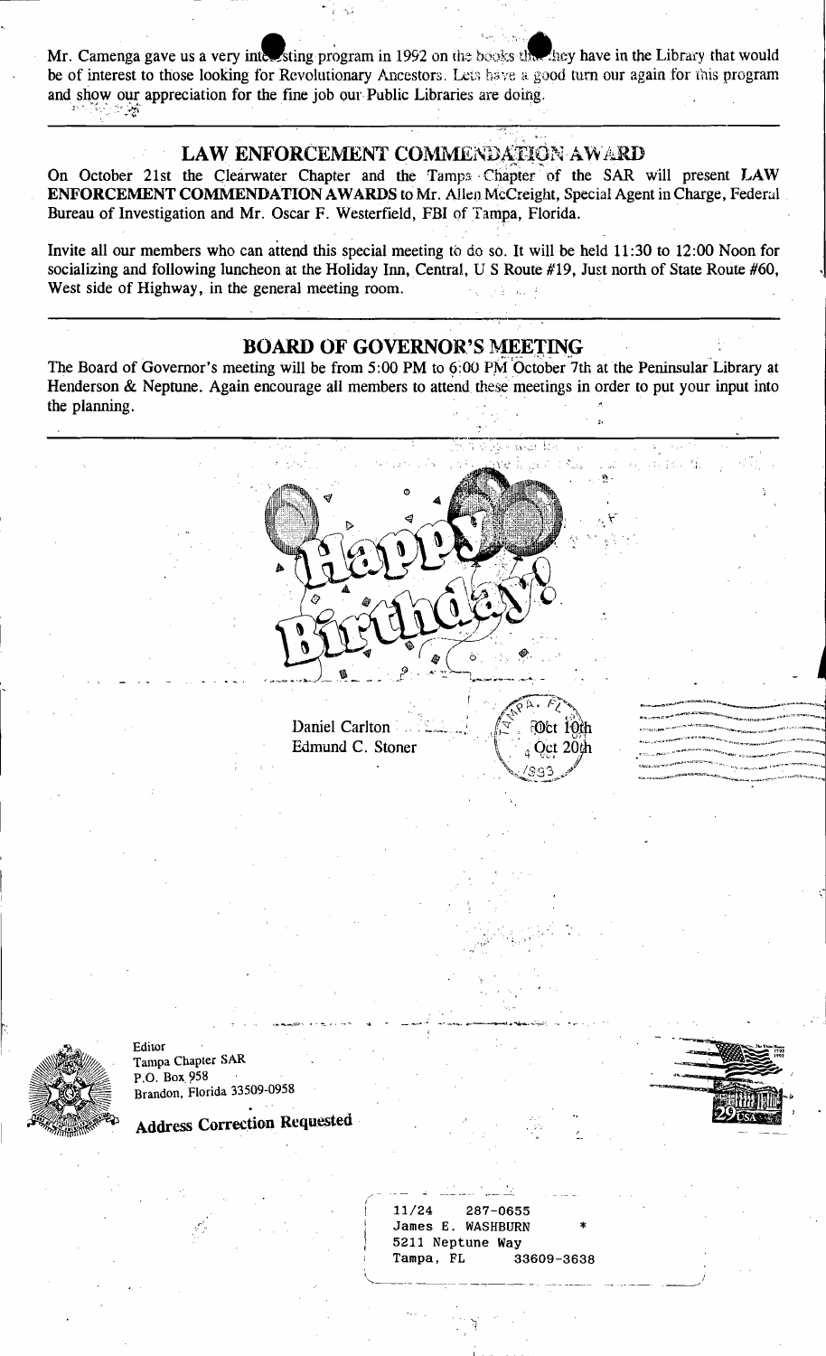Mr. Camenga gave us a very interesting program in 1992 on the books that they have in the Library that would be of interest to those looking for Revolutionary Ancestors. Lets have a good turn our again for this program and show our appreciation for the fine job our Public Libraries are doing.

## LAW ENFORCEMENT COMMENDATION AWARD

On October 21st the Clearwater Chapter and the Tampa Chapter of the SAR will present **LAW ENFORCEMENT COMMENDATION AWARDS** to Mr. Allen McCreight, Special Agent in Charge, Federal Bureau of Investigation and Mr. Oscar F. Westerfield, FBI of Tampa, Florida.

Invite all our members who can attend this special meeting to do so. It will be held 11:30 to 12:00 Noon for socializing and following luncheon at the Holiday Inn, Central, U S Route #19, Just north of State Route #60, West side of Highway, in the general meeting room.

## BOARD OF GOVERNOR'S MEETING

The Board of Governor's meeting will be from 5:00 PM to 6:00 PM October 7th at the Peninsular Library at Henderson & Neptune. Again encourage all members to attend these meetings in order to put your input into the planning.

Happy Birthday!

| | |
|---|---|
| Daniel Carlton | Oct 10th |
| Edmund C. Stoner | Oct 20th |

Editor
Tampa Chapter SAR
P.O. Box 958
Brandon, Florida 33509-0958

**Address Correction Requested**

11/24 287-0655
James E. WASHBURN *
5211 Neptune Way
Tampa, FL 33609-3638